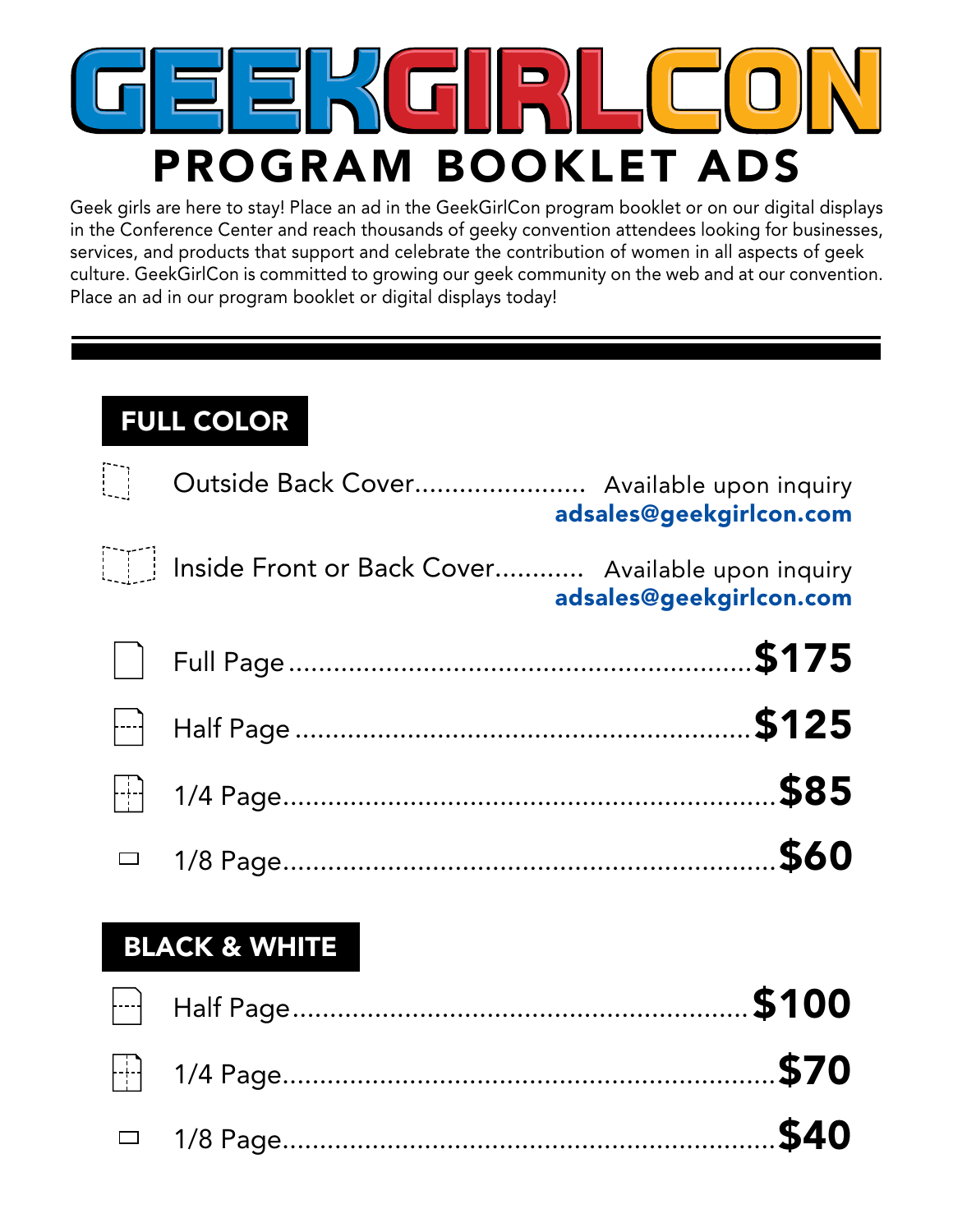# GEEKGIRLCON

## PROGRAM BOOKLET ADS

Geek girls are here to stay! Place an ad in the GeekGirlCon program booklet or on our digital displays in the Conference Center and reach thousands of geeky convention attendees looking for businesses, services, and products that support and celebrate the contribution of women in all aspects of geek culture. GeekGirlCon is committed to growing our geek community on the web and at our convention. Place an ad in our program booklet or digital displays today!

### FULL COLOR

| Ad | Price |
|---|---|
| Outside Back Cover | Available upon inquiry **adsales@geekgirlcon.com** |
| Inside Front or Back Cover | Available upon inquiry **adsales@geekgirlcon.com** |
| Full Page | **$175** |
| Half Page | **$125** |
| 1/4 Page | **$85** |
| 1/8 Page | **$60** |

### BLACK & WHITE

| Ad | Price |
|---|---|
| Half Page | **$100** |
| 1/4 Page | **$70** |
| 1/8 Page | **$40** |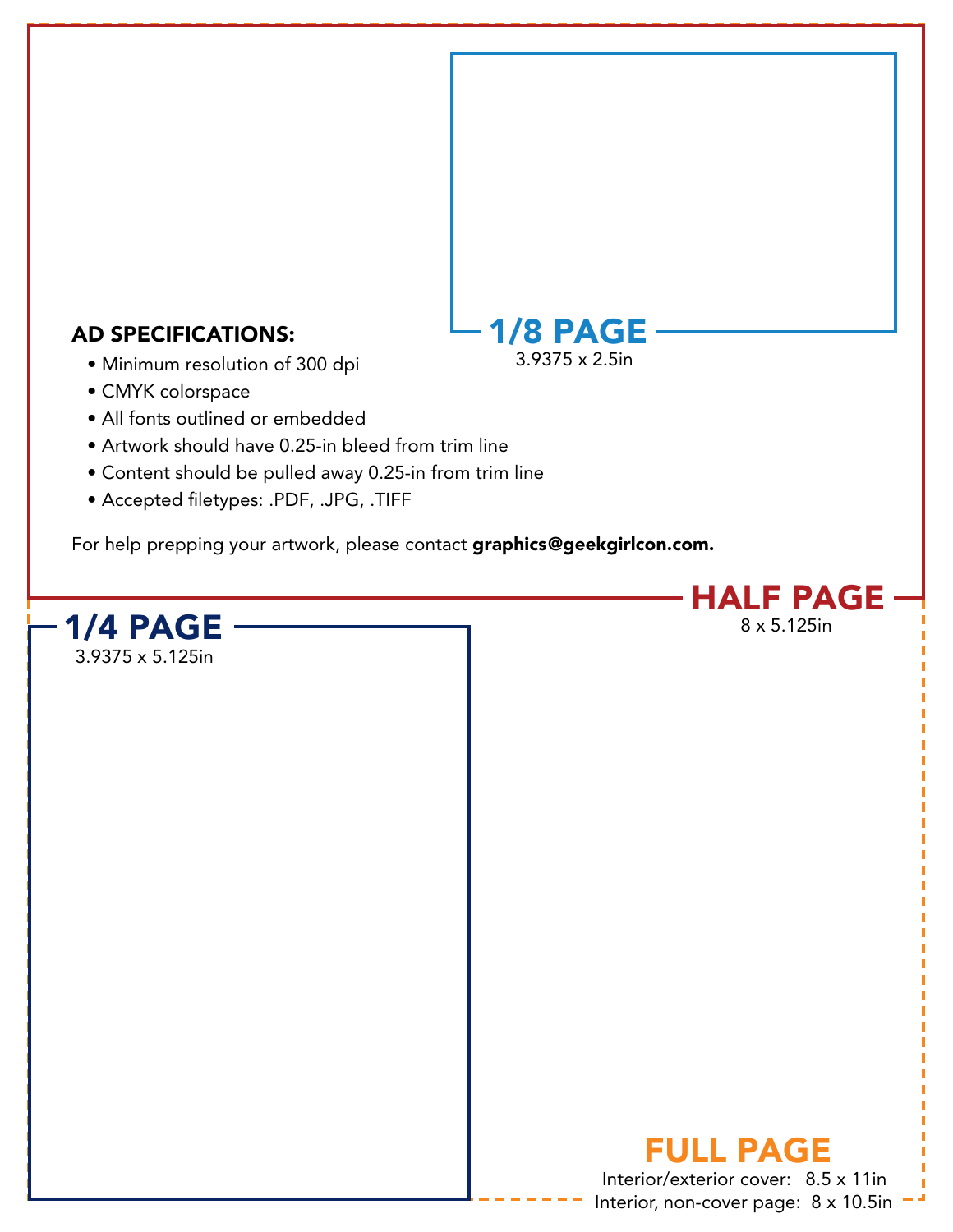## AD SPECIFICATIONS:

- Minimum resolution of 300 dpi
- CMYK colorspace
- All fonts outlined or embedded
- Artwork should have 0.25-in bleed from trim line
- Content should be pulled away 0.25-in from trim line
- Accepted filetypes: .PDF, .JPG, .TIFF

For help prepping your artwork, please contact **graphics@geekgirlcon.com.**

**1/8 PAGE**
3.9375 x 2.5in

**HALF PAGE**
8 x 5.125in

**1/4 PAGE**
3.9375 x 5.125in

**FULL PAGE**
Interior/exterior cover: 8.5 x 11in
Interior, non-cover page: 8 x 10.5in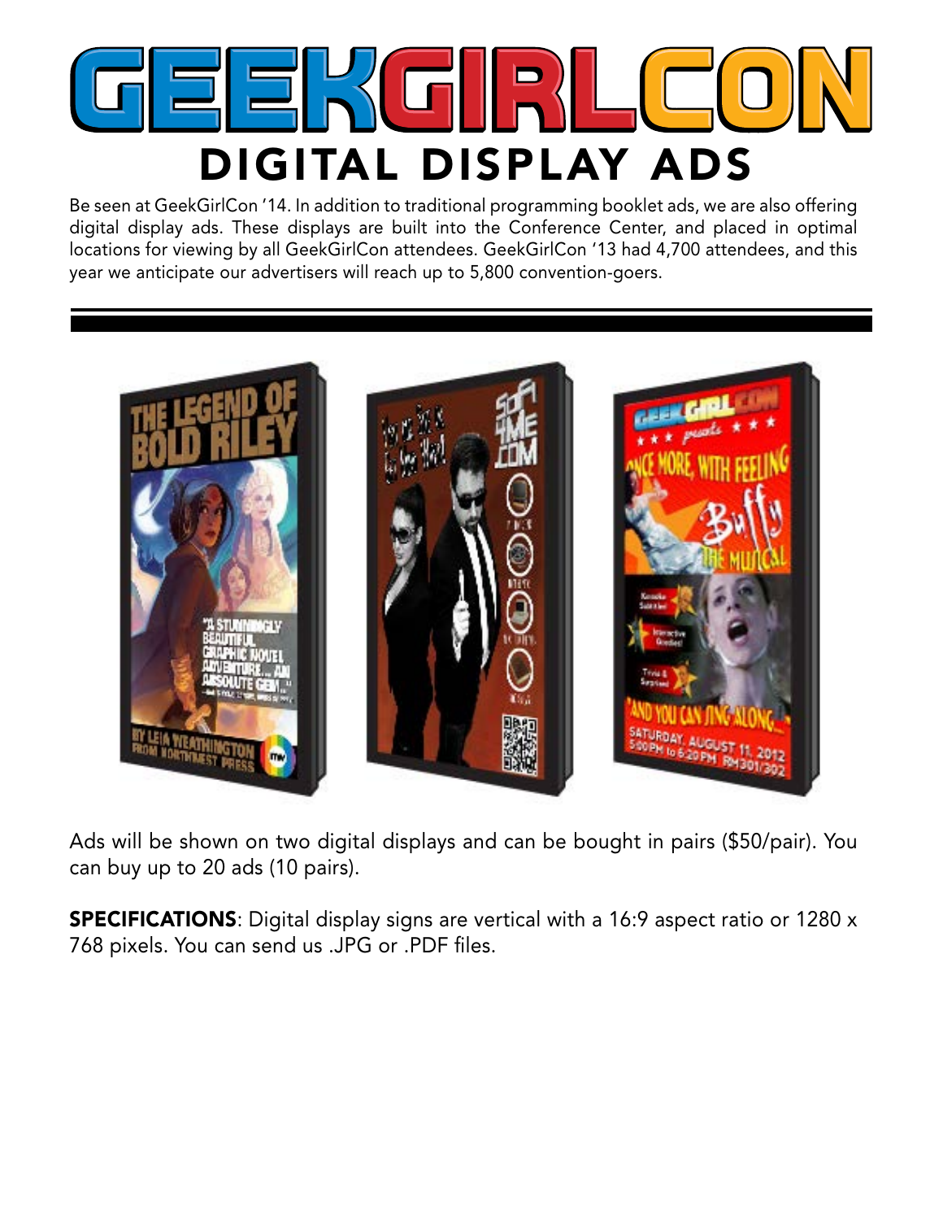# GEEKGIRLCON

## DIGITAL DISPLAY ADS

Be seen at GeekGirlCon '14. In addition to traditional programming booklet ads, we are also offering digital display ads. These displays are built into the Conference Center, and placed in optimal locations for viewing by all GeekGirlCon attendees. GeekGirlCon '13 had 4,700 attendees, and this year we anticipate our advertisers will reach up to 5,800 convention-goers.

---

Ads will be shown on two digital displays and can be bought in pairs ($50/pair). You can buy up to 20 ads (10 pairs).

**SPECIFICATIONS**: Digital display signs are vertical with a 16:9 aspect ratio or 1280 x 768 pixels. You can send us .JPG or .PDF files.